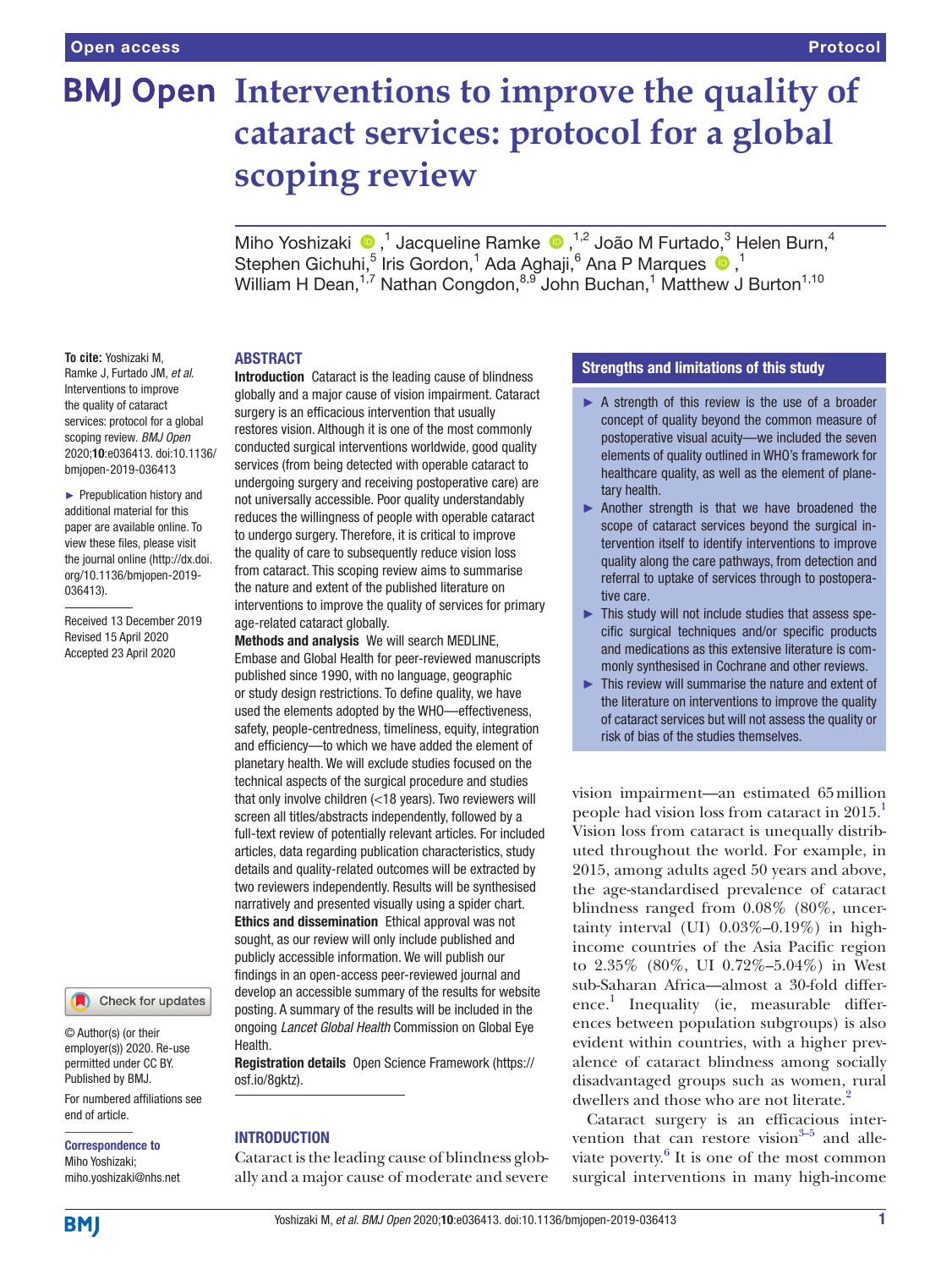Open access | Protocol

# Interventions to improve the quality of cataract services: protocol for a global scoping review

Miho Yoshizaki,[1] Jacqueline Ramke,[1,2] João M Furtado,[3] Helen Burn,[4] Stephen Gichuhi,[5] Iris Gordon,[1] Ada Aghaji,[6] Ana P Marques,[1] William H Dean,[1,7] Nathan Congdon,[8,9] John Buchan,[1] Matthew J Burton[1,10]

**To cite:** Yoshizaki M, Ramke J, Furtado JM, *et al*. Interventions to improve the quality of cataract services: protocol for a global scoping review. *BMJ Open* 2020;**10**:e036413. doi:10.1136/bmjopen-2019-036413

► Prepublication history and additional material for this paper are available online. To view these files, please visit the journal online (http://dx.doi.org/10.1136/bmjopen-2019-036413).

Received 13 December 2019
Revised 15 April 2020
Accepted 23 April 2020

© Author(s) (or their employer(s)) 2020. Re-use permitted under CC BY. Published by BMJ.

For numbered affiliations see end of article.

**Correspondence to**
Miho Yoshizaki;
miho.yoshizaki@nhs.net

## ABSTRACT

**Introduction** Cataract is the leading cause of blindness globally and a major cause of vision impairment. Cataract surgery is an efficacious intervention that usually restores vision. Although it is one of the most commonly conducted surgical interventions worldwide, good quality services (from being detected with operable cataract to undergoing surgery and receiving postoperative care) are not universally accessible. Poor quality understandably reduces the willingness of people with operable cataract to undergo surgery. Therefore, it is critical to improve the quality of care to subsequently reduce vision loss from cataract. This scoping review aims to summarise the nature and extent of the published literature on interventions to improve the quality of services for primary age-related cataract globally.

**Methods and analysis** We will search MEDLINE, Embase and Global Health for peer-reviewed manuscripts published since 1990, with no language, geographic or study design restrictions. To define quality, we have used the elements adopted by the WHO—effectiveness, safety, people-centredness, timeliness, equity, integration and efficiency—to which we have added the element of planetary health. We will exclude studies focused on the technical aspects of the surgical procedure and studies that only involve children (<18 years). Two reviewers will screen all titles/abstracts independently, followed by a full-text review of potentially relevant articles. For included articles, data regarding publication characteristics, study details and quality-related outcomes will be extracted by two reviewers independently. Results will be synthesised narratively and presented visually using a spider chart.

**Ethics and dissemination** Ethical approval was not sought, as our review will only include published and publicly accessible information. We will publish our findings in an open-access peer-reviewed journal and develop an accessible summary of the results for website posting. A summary of the results will be included in the ongoing *Lancet Global Health* Commission on Global Eye Health.

**Registration details** Open Science Framework (https://osf.io/8gktz).

### Strengths and limitations of this study

- A strength of this review is the use of a broader concept of quality beyond the common measure of postoperative visual acuity—we included the seven elements of quality outlined in WHO's framework for healthcare quality, as well as the element of planetary health.
- Another strength is that we have broadened the scope of cataract services beyond the surgical intervention itself to identify interventions to improve quality along the care pathways, from detection and referral to uptake of services through to postoperative care.
- This study will not include studies that assess specific surgical techniques and/or specific products and medications as this extensive literature is commonly synthesised in Cochrane and other reviews.
- This review will summarise the nature and extent of the literature on interventions to improve the quality of cataract services but will not assess the quality or risk of bias of the studies themselves.

## INTRODUCTION

Cataract is the leading cause of blindness globally and a major cause of moderate and severe vision impairment—an estimated 65 million people had vision loss from cataract in 2015.[1] Vision loss from cataract is unequally distributed throughout the world. For example, in 2015, among adults aged 50 years and above, the age-standardised prevalence of cataract blindness ranged from 0.08% (80%, uncertainty interval (UI) 0.03%–0.19%) in high-income countries of the Asia Pacific region to 2.35% (80%, UI 0.72%–5.04%) in West sub-Saharan Africa—almost a 30-fold difference.[1] Inequality (ie, measurable differences between population subgroups) is also evident within countries, with a higher prevalence of cataract blindness among socially disadvantaged groups such as women, rural dwellers and those who are not literate.[2]

Cataract surgery is an efficacious intervention that can restore vision[3–5] and alleviate poverty.[6] It is one of the most common surgical interventions in many high-income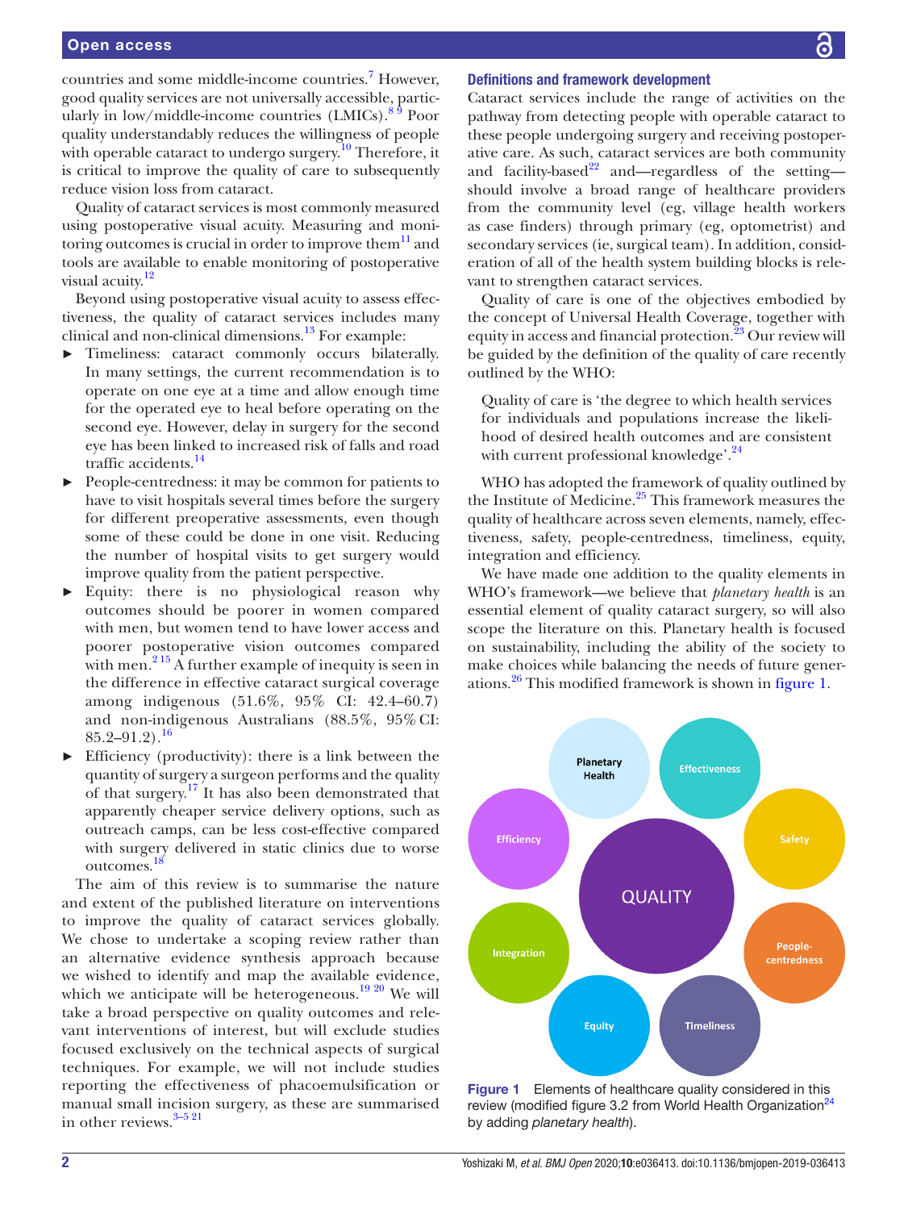countries and some middle-income countries.[7] However, good quality services are not universally accessible, particularly in low/middle-income countries (LMICs).[8 9] Poor quality understandably reduces the willingness of people with operable cataract to undergo surgery.[10] Therefore, it is critical to improve the quality of care to subsequently reduce vision loss from cataract.

Quality of cataract services is most commonly measured using postoperative visual acuity. Measuring and monitoring outcomes is crucial in order to improve them[11] and tools are available to enable monitoring of postoperative visual acuity.[12]

Beyond using postoperative visual acuity to assess effectiveness, the quality of cataract services includes many clinical and non-clinical dimensions.[13] For example:

- Timeliness: cataract commonly occurs bilaterally. In many settings, the current recommendation is to operate on one eye at a time and allow enough time for the operated eye to heal before operating on the second eye. However, delay in surgery for the second eye has been linked to increased risk of falls and road traffic accidents.[14]
- People-centredness: it may be common for patients to have to visit hospitals several times before the surgery for different preoperative assessments, even though some of these could be done in one visit. Reducing the number of hospital visits to get surgery would improve quality from the patient perspective.
- Equity: there is no physiological reason why outcomes should be poorer in women compared with men, but women tend to have lower access and poorer postoperative vision outcomes compared with men.[2 15] A further example of inequity is seen in the difference in effective cataract surgical coverage among indigenous (51.6%, 95% CI: 42.4–60.7) and non-indigenous Australians (88.5%, 95% CI: 85.2–91.2).[16]
- Efficiency (productivity): there is a link between the quantity of surgery a surgeon performs and the quality of that surgery.[17] It has also been demonstrated that apparently cheaper service delivery options, such as outreach camps, can be less cost-effective compared with surgery delivered in static clinics due to worse outcomes.[18]

The aim of this review is to summarise the nature and extent of the published literature on interventions to improve the quality of cataract services globally. We chose to undertake a scoping review rather than an alternative evidence synthesis approach because we wished to identify and map the available evidence, which we anticipate will be heterogeneous.[19 20] We will take a broad perspective on quality outcomes and relevant interventions of interest, but will exclude studies focused exclusively on the technical aspects of surgical techniques. For example, we will not include studies reporting the effectiveness of phacoemulsification or manual small incision surgery, as these are summarised in other reviews.[3–5 21]

## Definitions and framework development

Cataract services include the range of activities on the pathway from detecting people with operable cataract to these people undergoing surgery and receiving postoperative care. As such, cataract services are both community and facility-based[22] and—regardless of the setting—should involve a broad range of healthcare providers from the community level (eg, village health workers as case finders) through primary (eg, optometrist) and secondary services (ie, surgical team). In addition, consideration of all of the health system building blocks is relevant to strengthen cataract services.

Quality of care is one of the objectives embodied by the concept of Universal Health Coverage, together with equity in access and financial protection.[23] Our review will be guided by the definition of the quality of care recently outlined by the WHO:

> Quality of care is 'the degree to which health services for individuals and populations increase the likelihood of desired health outcomes and are consistent with current professional knowledge'.[24]

WHO has adopted the framework of quality outlined by the Institute of Medicine.[25] This framework measures the quality of healthcare across seven elements, namely, effectiveness, safety, people-centredness, timeliness, equity, integration and efficiency.

We have made one addition to the quality elements in WHO's framework—we believe that *planetary health* is an essential element of quality cataract surgery, so will also scope the literature on this. Planetary health is focused on sustainability, including the ability of the society to make choices while balancing the needs of future generations.[26] This modified framework is shown in figure 1.

**Figure 1** Elements of healthcare quality considered in this review (modified figure 3.2 from World Health Organization[24] by adding *planetary health*).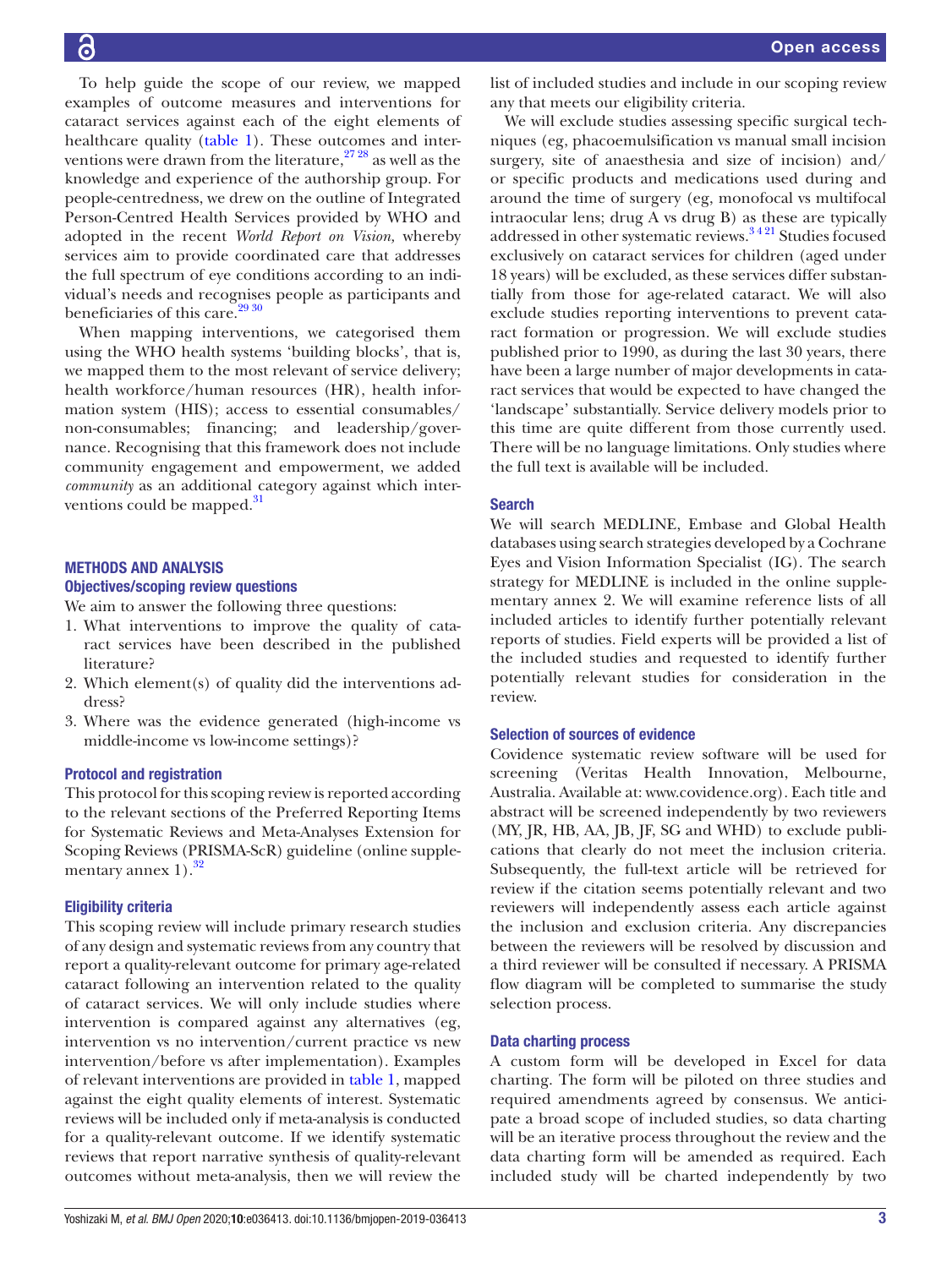To help guide the scope of our review, we mapped examples of outcome measures and interventions for cataract services against each of the eight elements of healthcare quality (table 1). These outcomes and interventions were drawn from the literature,[27 28] as well as the knowledge and experience of the authorship group. For people-centredness, we drew on the outline of Integrated Person-Centred Health Services provided by WHO and adopted in the recent *World Report on Vision,* whereby services aim to provide coordinated care that addresses the full spectrum of eye conditions according to an individual's needs and recognises people as participants and beneficiaries of this care.[29 30]

When mapping interventions, we categorised them using the WHO health systems 'building blocks', that is, we mapped them to the most relevant of service delivery; health workforce/human resources (HR), health information system (HIS); access to essential consumables/non-consumables; financing; and leadership/governance. Recognising that this framework does not include community engagement and empowerment, we added *community* as an additional category against which interventions could be mapped.[31]

## METHODS AND ANALYSIS

### Objectives/scoping review questions

We aim to answer the following three questions:

1. What interventions to improve the quality of cataract services have been described in the published literature?
2. Which element(s) of quality did the interventions address?
3. Where was the evidence generated (high-income vs middle-income vs low-income settings)?

### Protocol and registration

This protocol for this scoping review is reported according to the relevant sections of the Preferred Reporting Items for Systematic Reviews and Meta-Analyses Extension for Scoping Reviews (PRISMA-ScR) guideline (online supplementary annex 1).[32]

### Eligibility criteria

This scoping review will include primary research studies of any design and systematic reviews from any country that report a quality-relevant outcome for primary age-related cataract following an intervention related to the quality of cataract services. We will only include studies where intervention is compared against any alternatives (eg, intervention vs no intervention/current practice vs new intervention/before vs after implementation). Examples of relevant interventions are provided in table 1, mapped against the eight quality elements of interest. Systematic reviews will be included only if meta-analysis is conducted for a quality-relevant outcome. If we identify systematic reviews that report narrative synthesis of quality-relevant outcomes without meta-analysis, then we will review the list of included studies and include in our scoping review any that meets our eligibility criteria.

We will exclude studies assessing specific surgical techniques (eg, phacoemulsification vs manual small incision surgery, site of anaesthesia and size of incision) and/or specific products and medications used during and around the time of surgery (eg, monofocal vs multifocal intraocular lens; drug A vs drug B) as these are typically addressed in other systematic reviews.[3 4 21] Studies focused exclusively on cataract services for children (aged under 18 years) will be excluded, as these services differ substantially from those for age-related cataract. We will also exclude studies reporting interventions to prevent cataract formation or progression. We will exclude studies published prior to 1990, as during the last 30 years, there have been a large number of major developments in cataract services that would be expected to have changed the 'landscape' substantially. Service delivery models prior to this time are quite different from those currently used. There will be no language limitations. Only studies where the full text is available will be included.

### Search

We will search MEDLINE, Embase and Global Health databases using search strategies developed by a Cochrane Eyes and Vision Information Specialist (IG). The search strategy for MEDLINE is included in the online supplementary annex 2. We will examine reference lists of all included articles to identify further potentially relevant reports of studies. Field experts will be provided a list of the included studies and requested to identify further potentially relevant studies for consideration in the review.

### Selection of sources of evidence

Covidence systematic review software will be used for screening (Veritas Health Innovation, Melbourne, Australia. Available at: www.covidence.org). Each title and abstract will be screened independently by two reviewers (MY, JR, HB, AA, JB, JF, SG and WHD) to exclude publications that clearly do not meet the inclusion criteria. Subsequently, the full-text article will be retrieved for review if the citation seems potentially relevant and two reviewers will independently assess each article against the inclusion and exclusion criteria. Any discrepancies between the reviewers will be resolved by discussion and a third reviewer will be consulted if necessary. A PRISMA flow diagram will be completed to summarise the study selection process.

### Data charting process

A custom form will be developed in Excel for data charting. The form will be piloted on three studies and required amendments agreed by consensus. We anticipate a broad scope of included studies, so data charting will be an iterative process throughout the review and the data charting form will be amended as required. Each included study will be charted independently by two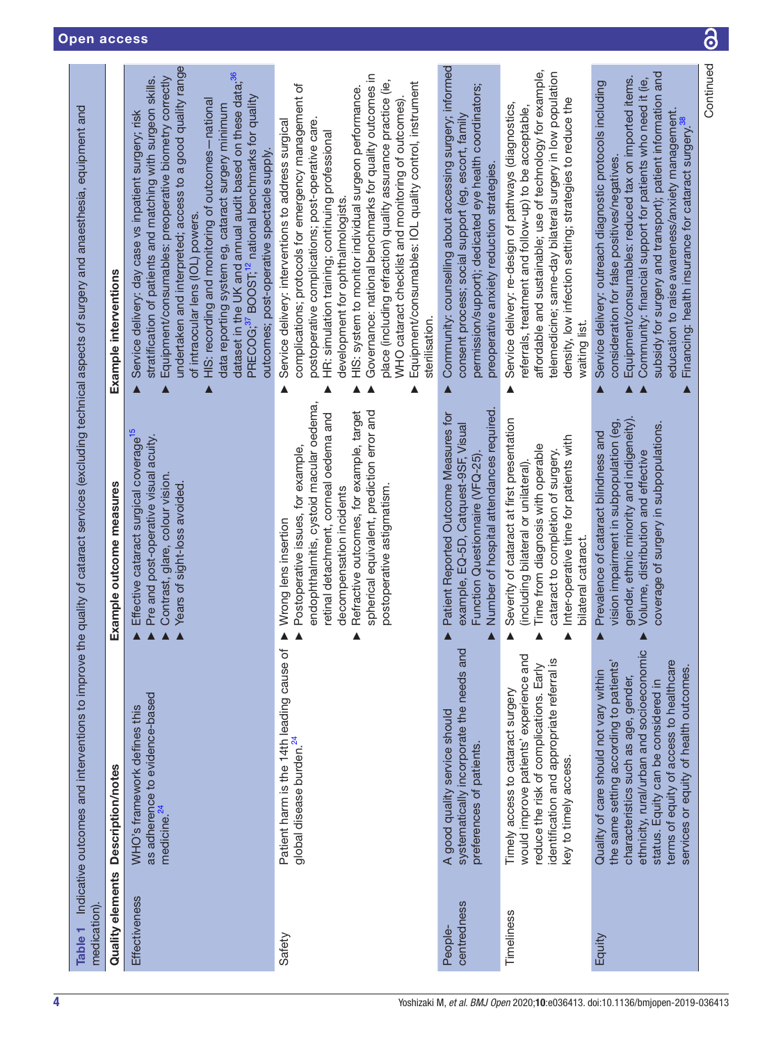**Table 1** Indicative outcomes and interventions to improve the quality of cataract services (excluding technical aspects of surgery and anaesthesia, equipment and medication).

| Quality elements | Description/notes | Example outcome measures | Example interventions |
|---|---|---|---|
| Effectiveness | WHO's framework defines this as adherence to evidence-based medicine.[24] | ▶ Effective cataract surgical coverage[15]<br>▶ Pre and post-operative visual acuity.<br>▶ Contrast, glare, colour vision.<br>▶ Years of sight-loss avoided. | ▶ Service delivery: day case vs inpatient surgery; risk stratification of patients and matching with surgeon skills.<br>▶ Equipment/consumables: preoperative biometry correctly undertaken and interpreted; access to a good quality range of intraocular lens (IOL) powers.<br>▶ HIS: recording and monitoring of outcomes—national data reporting system eg, cataract surgery minimum dataset in the UK and annual audit based on these data;[36] PRECOG;[37] BOOST;[12] national benchmarks for quality outcomes; post-operative spectacle supply. |
| Safety | Patient harm is the 14th leading cause of global disease burden.[24] | ▶ Wrong lens insertion<br>▶ Postoperative issues, for example, endophthalmitis, cystoid macular oedema, retinal detachment, corneal oedema and decompensation incidents<br>▶ Refractive outcomes, for example, target spherical equivalent, prediction error and postoperative astigmatism. | ▶ Service delivery: interventions to address surgical complications; protocols for emergency management of postoperative complications; post-operative care.<br>▶ HR: simulation training; continuing professional development for ophthalmologists.<br>▶ HIS: system to monitor individual surgeon performance.<br>▶ Governance: national benchmarks for quality outcomes in place (including refraction) quality assurance practice (ie, WHO cataract checklist and monitoring of outcomes).<br>▶ Equipment/consumables: IOL quality control, instrument sterilisation. |
| People-centredness | A good quality service should systematically incorporate the needs and preferences of patients. | ▶ Patient Reported Outcome Measures for example, EQ-5D, Catquest-9SF, Visual Function Questionnaire (VFQ-25).<br>▶ Number of hospital attendances required. | ▶ Community: counselling about accessing surgery; informed consent process; social support (eg, escort, family permission/support); dedicated eye health coordinators; preoperative anxiety reduction strategies. |
| Timeliness | Timely access to cataract surgery would improve patients' experience and reduce the risk of complications. Early identification and appropriate referral is key to timely access. | ▶ Severity of cataract at first presentation (including bilateral or unilateral).<br>▶ Time from diagnosis with operable cataract to completion of surgery.<br>▶ Inter-operative time for patients with bilateral cataract. | ▶ Service delivery: re-design of pathways (diagnostics, referrals, treatment and follow-up) to be acceptable, affordable and sustainable; use of technology for example, telemedicine; same-day bilateral surgery in low population density, low infection setting; strategies to reduce the waiting list. |
| Equity | Quality of care should not vary within the same setting according to patients' characteristics such as age, gender, ethnicity, rural/urban and socioeconomic status. Equity can be considered in terms of equity of access to healthcare services or equity of health outcomes. | ▶ Prevalence of cataract blindness and vision impairment in subpopulation (eg, gender, ethnic minority and indigeneity).<br>▶ Volume, distribution and effective coverage of surgery in subpopulations. | ▶ Service delivery: outreach diagnostic protocols including consideration for false positives/negatives.<br>▶ Equipment/consumables: reduced tax on imported items.<br>▶ Community: financial support for patients who need it (ie, subsidy for surgery and transport); patient information and education to raise awareness/anxiety management.<br>▶ Financing: health insurance for cataract surgery.[38] |

Continued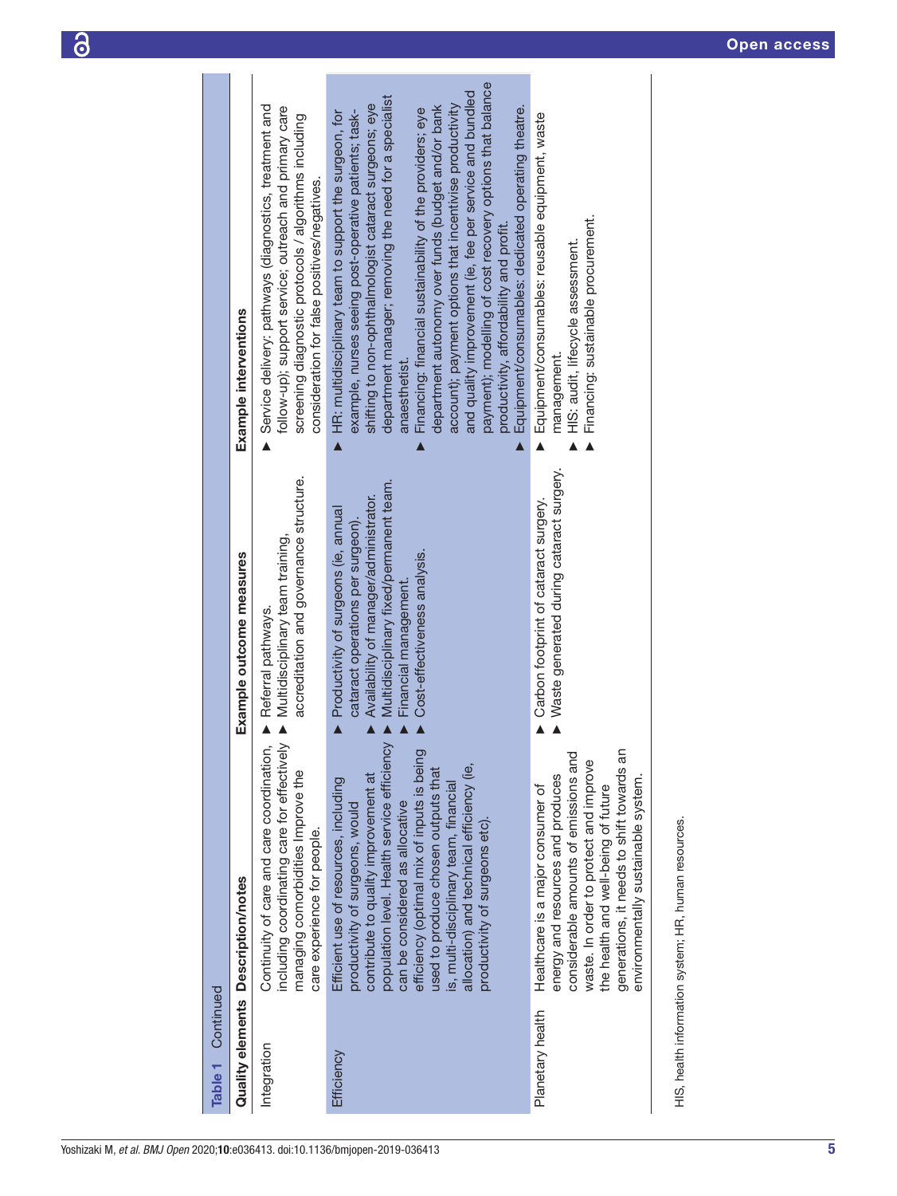**Table 1** Continued

| Quality elements | Description/notes | Example outcome measures | Example interventions |
|---|---|---|---|
| Integration | Continuity of care and care coordination, including coordinating care for effectively managing comorbidities Improve the care experience for people. | ▲ Referral pathways.<br>▲ Multidisciplinary team training, accreditation and governance structure. | ▲ Service delivery: pathways (diagnostics, treatment and follow-up); support service; outreach and primary care screening diagnostic protocols / algorithms including consideration for false positives/negatives. |
| Efficiency | Efficient use of resources, including productivity of surgeons, would contribute to quality improvement at population level. Health service efficiency can be considered as allocative efficiency (optimal mix of inputs is being used to produce chosen outputs that is, multi-disciplinary team, financial allocation) and technical efficiency (ie, productivity of surgeons etc). | ▲ Productivity of surgeons (ie, annual cataract operations per surgeon).<br>▲ Availability of manager/administrator.<br>▲ Multidisciplinary fixed/permanent team.<br>▲ Financial management.<br>▲ Cost-effectiveness analysis. | ▲ HR: multidisciplinary team to support the surgeon, for example, nurses seeing post-operative patients; task-shifting to non-ophthalmologist cataract surgeons; eye department manager; removing the need for a specialist anaesthetist.<br>▲ Financing: financial sustainability of the providers; eye department autonomy over funds (budget and/or bank account); payment options that incentivise productivity and quality improvement (ie, fee per service and bundled payment); modelling of cost recovery options that balance productivity, affordability and profit.<br>▲ Equipment/consumables: dedicated operating theatre. |
| Planetary health | Healthcare is a major consumer of energy and resources and produces considerable amounts of emissions and waste. In order to protect and improve the health and well-being of future generations, it needs to shift towards an environmentally sustainable system. | ▲ Carbon footprint of cataract surgery.<br>▲ Waste generated during cataract surgery. | ▲ Equipment/consumables: reusable equipment, waste management.<br>▲ HIS: audit, lifecycle assessment.<br>▲ Financing: sustainable procurement. |

HIS, health information system; HR, human resources.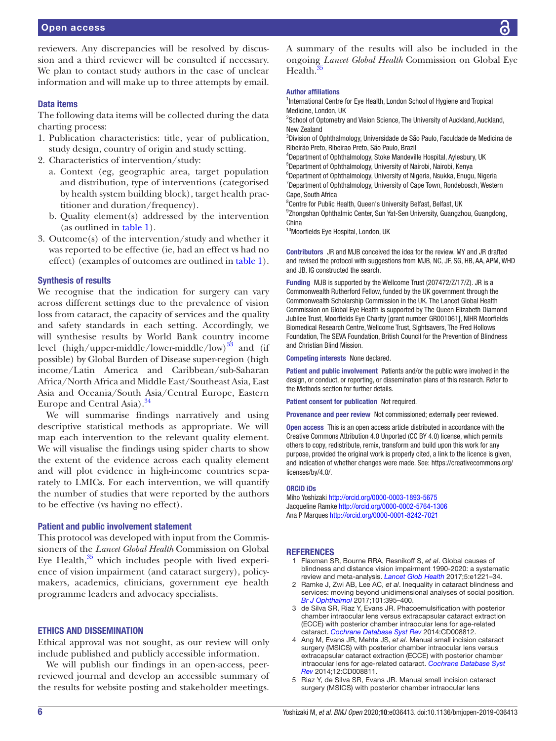reviewers. Any discrepancies will be resolved by discussion and a third reviewer will be consulted if necessary. We plan to contact study authors in the case of unclear information and will make up to three attempts by email.

### Data items

The following data items will be collected during the data charting process:

1. Publication characteristics: title, year of publication, study design, country of origin and study setting.
2. Characteristics of intervention/study:
   a. Context (eg, geographic area, target population and distribution, type of interventions (categorised by health system building block), target health practitioner and duration/frequency).
   b. Quality element(s) addressed by the intervention (as outlined in table 1).
3. Outcome(s) of the intervention/study and whether it was reported to be effective (ie, had an effect vs had no effect) (examples of outcomes are outlined in table 1).

### Synthesis of results

We recognise that the indication for surgery can vary across different settings due to the prevalence of vision loss from cataract, the capacity of services and the quality and safety standards in each setting. Accordingly, we will synthesise results by World Bank country income level (high/upper-middle/lower-middle/low)[33] and (if possible) by Global Burden of Disease super-region (high income/Latin America and Caribbean/sub-Saharan Africa/North Africa and Middle East/Southeast Asia, East Asia and Oceania/South Asia/Central Europe, Eastern Europe and Central Asia).[34]

We will summarise findings narratively and using descriptive statistical methods as appropriate. We will map each intervention to the relevant quality element. We will visualise the findings using spider charts to show the extent of the evidence across each quality element and will plot evidence in high-income countries separately to LMICs. For each intervention, we will quantify the number of studies that were reported by the authors to be effective (vs having no effect).

### Patient and public involvement statement

This protocol was developed with input from the Commissioners of the *Lancet Global Health* Commission on Global Eye Health,[35] which includes people with lived experience of vision impairment (and cataract surgery), policymakers, academics, clinicians, government eye health programme leaders and advocacy specialists.

## ETHICS AND DISSEMINATION

Ethical approval was not sought, as our review will only include published and publicly accessible information.

We will publish our findings in an open-access, peer-reviewed journal and develop an accessible summary of the results for website posting and stakeholder meetings. A summary of the results will also be included in the ongoing *Lancet Global Health* Commission on Global Eye Health.[35]

**Author affiliations**

[1]International Centre for Eye Health, London School of Hygiene and Tropical Medicine, London, UK
[2]School of Optometry and Vision Science, The University of Auckland, Auckland, New Zealand
[3]Division of Ophthalmology, Universidade de São Paulo, Faculdade de Medicina de Ribeirão Preto, Ribeirao Preto, São Paulo, Brazil
[4]Department of Ophthalmology, Stoke Mandeville Hospital, Aylesbury, UK
[5]Department of Ophthalmology, University of Nairobi, Nairobi, Kenya
[6]Department of Ophthalmology, University of Nigeria, Nsukka, Enugu, Nigeria
[7]Department of Ophthalmology, University of Cape Town, Rondebosch, Western Cape, South Africa
[8]Centre for Public Health, Queen's University Belfast, Belfast, UK
[9]Zhongshan Ophthalmic Center, Sun Yat-Sen University, Guangzhou, Guangdong, China
[10]Moorfields Eye Hospital, London, UK

**Contributors** JR and MJB conceived the idea for the review. MY and JR drafted and revised the protocol with suggestions from MJB, NC, JF, SG, HB, AA, APM, WHD and JB. IG constructed the search.

**Funding** MJB is supported by the Wellcome Trust (207472/Z/17/Z). JR is a Commonwealth Rutherford Fellow, funded by the UK government through the Commonwealth Scholarship Commission in the UK. The Lancet Global Health Commission on Global Eye Health is supported by The Queen Elizabeth Diamond Jubilee Trust, Moorfields Eye Charity [grant number GR001061], NIHR Moorfields Biomedical Research Centre, Wellcome Trust, Sightsavers, The Fred Hollows Foundation, The SEVA Foundation, British Council for the Prevention of Blindness and Christian Blind Mission.

**Competing interests** None declared.

**Patient and public involvement** Patients and/or the public were involved in the design, or conduct, or reporting, or dissemination plans of this research. Refer to the Methods section for further details.

**Patient consent for publication** Not required.

**Provenance and peer review** Not commissioned; externally peer reviewed.

**Open access** This is an open access article distributed in accordance with the Creative Commons Attribution 4.0 Unported (CC BY 4.0) license, which permits others to copy, redistribute, remix, transform and build upon this work for any purpose, provided the original work is properly cited, a link to the licence is given, and indication of whether changes were made. See: https://creativecommons.org/licenses/by/4.0/.

**ORCID iDs**

Miho Yoshizaki http://orcid.org/0000-0003-1893-5675
Jacqueline Ramke http://orcid.org/0000-0002-5764-1306
Ana P Marques http://orcid.org/0000-0001-8242-7021

## REFERENCES

1. Flaxman SR, Bourne RRA, Resnikoff S, *et al*. Global causes of blindness and distance vision impairment 1990-2020: a systematic review and meta-analysis. *Lancet Glob Health* 2017;5:e1221–34.
2. Ramke J, Zwi AB, Lee AC, *et al*. Inequality in cataract blindness and services: moving beyond unidimensional analyses of social position. *Br J Ophthalmol* 2017;101:395–400.
3. de Silva SR, Riaz Y, Evans JR. Phacoemulsification with posterior chamber intraocular lens versus extracapsular cataract extraction (ECCE) with posterior chamber intraocular lens for age-related cataract. *Cochrane Database Syst Rev* 2014:CD008812.
4. Ang M, Evans JR, Mehta JS, *et al*. Manual small incision cataract surgery (MSICS) with posterior chamber intraocular lens versus extracapsular cataract extraction (ECCE) with posterior chamber intraocular lens for age-related cataract. *Cochrane Database Syst Rev* 2014;12:CD008811.
5. Riaz Y, de Silva SR, Evans JR. Manual small incision cataract surgery (MSICS) with posterior chamber intraocular lens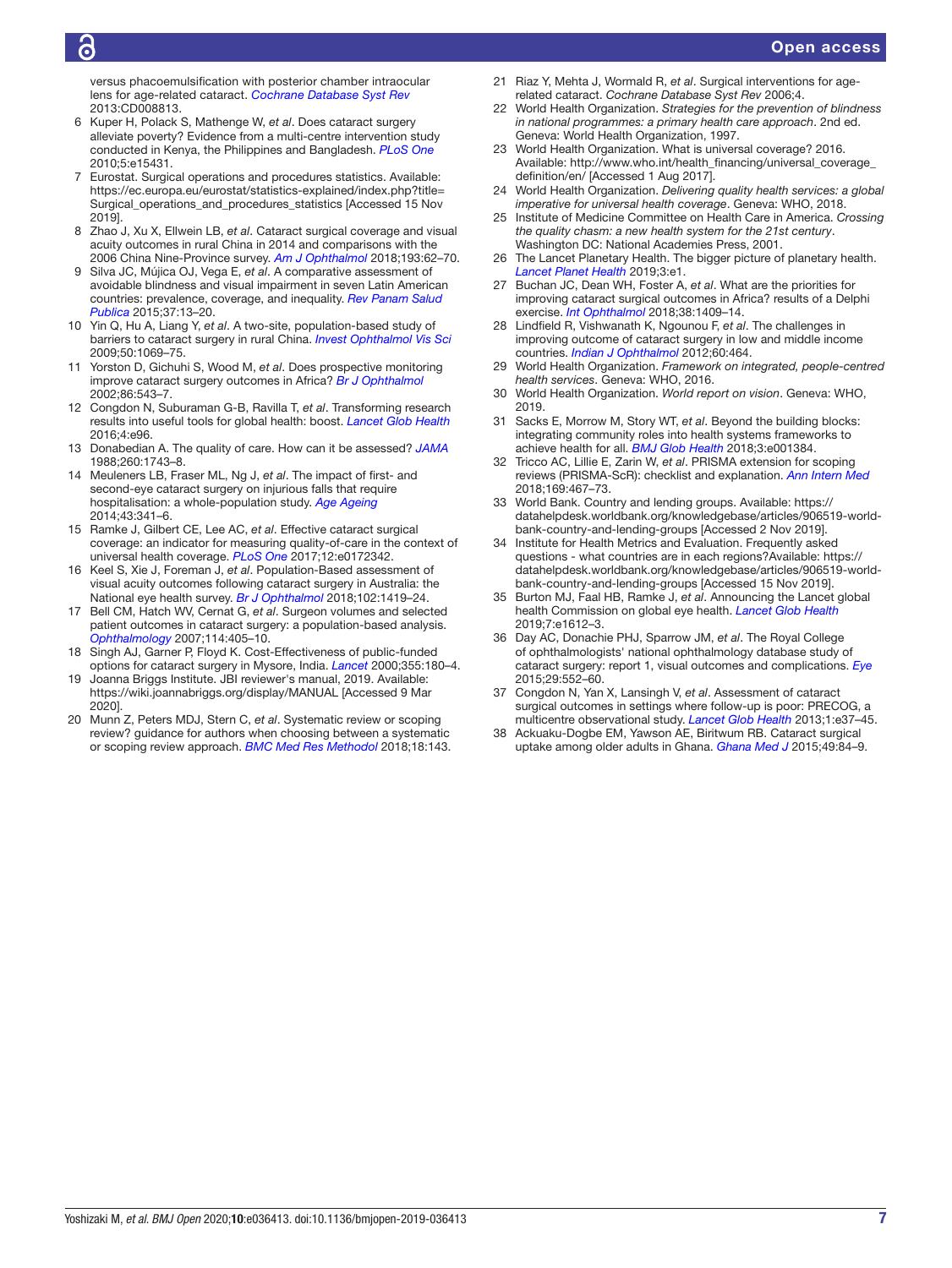versus phacoemulsification with posterior chamber intraocular lens for age-related cataract. *Cochrane Database Syst Rev* 2013:CD008813.

6 Kuper H, Polack S, Mathenge W, *et al*. Does cataract surgery alleviate poverty? Evidence from a multi-centre intervention study conducted in Kenya, the Philippines and Bangladesh. *PLoS One* 2010;5:e15431.
7 Eurostat. Surgical operations and procedures statistics. Available: https://ec.europa.eu/eurostat/statistics-explained/index.php?title=Surgical_operations_and_procedures_statistics [Accessed 15 Nov 2019].
8 Zhao J, Xu X, Ellwein LB, *et al*. Cataract surgical coverage and visual acuity outcomes in rural China in 2014 and comparisons with the 2006 China Nine-Province survey. *Am J Ophthalmol* 2018;193:62–70.
9 Silva JC, Mújica OJ, Vega E, *et al*. A comparative assessment of avoidable blindness and visual impairment in seven Latin American countries: prevalence, coverage, and inequality. *Rev Panam Salud Publica* 2015;37:13–20.
10 Yin Q, Hu A, Liang Y, *et al*. A two-site, population-based study of barriers to cataract surgery in rural China. *Invest Ophthalmol Vis Sci* 2009;50:1069–75.
11 Yorston D, Gichuhi S, Wood M, *et al*. Does prospective monitoring improve cataract surgery outcomes in Africa? *Br J Ophthalmol* 2002;86:543–7.
12 Congdon N, Suburaman G-B, Ravilla T, *et al*. Transforming research results into useful tools for global health: boost. *Lancet Glob Health* 2016;4:e96.
13 Donabedian A. The quality of care. How can it be assessed? *JAMA* 1988;260:1743–8.
14 Meuleners LB, Fraser ML, Ng J, *et al*. The impact of first- and second-eye cataract surgery on injurious falls that require hospitalisation: a whole-population study. *Age Ageing* 2014;43:341–6.
15 Ramke J, Gilbert CE, Lee AC, *et al*. Effective cataract surgical coverage: an indicator for measuring quality-of-care in the context of universal health coverage. *PLoS One* 2017;12:e0172342.
16 Keel S, Xie J, Foreman J, *et al*. Population-Based assessment of visual acuity outcomes following cataract surgery in Australia: the National eye health survey. *Br J Ophthalmol* 2018;102:1419–24.
17 Bell CM, Hatch WV, Cernat G, *et al*. Surgeon volumes and selected patient outcomes in cataract surgery: a population-based analysis. *Ophthalmology* 2007;114:405–10.
18 Singh AJ, Garner P, Floyd K. Cost-Effectiveness of public-funded options for cataract surgery in Mysore, India. *Lancet* 2000;355:180–4.
19 Joanna Briggs Institute. JBI reviewer's manual, 2019. Available: https://wiki.joannabriggs.org/display/MANUAL [Accessed 9 Mar 2020].
20 Munn Z, Peters MDJ, Stern C, *et al*. Systematic review or scoping review? guidance for authors when choosing between a systematic or scoping review approach. *BMC Med Res Methodol* 2018;18:143.
21 Riaz Y, Mehta J, Wormald R, *et al*. Surgical interventions for age-related cataract. *Cochrane Database Syst Rev* 2006;4.
22 World Health Organization. *Strategies for the prevention of blindness in national programmes: a primary health care approach*. 2nd ed. Geneva: World Health Organization, 1997.
23 World Health Organization. What is universal coverage? 2016. Available: http://www.who.int/health_financing/universal_coverage_definition/en/ [Accessed 1 Aug 2017].
24 World Health Organization. *Delivering quality health services: a global imperative for universal health coverage*. Geneva: WHO, 2018.
25 Institute of Medicine Committee on Health Care in America. *Crossing the quality chasm: a new health system for the 21st century*. Washington DC: National Academies Press, 2001.
26 The Lancet Planetary Health. The bigger picture of planetary health. *Lancet Planet Health* 2019;3:e1.
27 Buchan JC, Dean WH, Foster A, *et al*. What are the priorities for improving cataract surgical outcomes in Africa? results of a Delphi exercise. *Int Ophthalmol* 2018;38:1409–14.
28 Lindfield R, Vishwanath K, Ngounou F, *et al*. The challenges in improving outcome of cataract surgery in low and middle income countries. *Indian J Ophthalmol* 2012;60:464.
29 World Health Organization. *Framework on integrated, people-centred health services*. Geneva: WHO, 2016.
30 World Health Organization. *World report on vision*. Geneva: WHO, 2019.
31 Sacks E, Morrow M, Story WT, *et al*. Beyond the building blocks: integrating community roles into health systems frameworks to achieve health for all. *BMJ Glob Health* 2018;3:e001384.
32 Tricco AC, Lillie E, Zarin W, *et al*. PRISMA extension for scoping reviews (PRISMA-ScR): checklist and explanation. *Ann Intern Med* 2018;169:467–73.
33 World Bank. Country and lending groups. Available: https://datahelpdesk.worldbank.org/knowledgebase/articles/906519-world-bank-country-and-lending-groups [Accessed 2 Nov 2019].
34 Institute for Health Metrics and Evaluation. Frequently asked questions - what countries are in each regions?Available: https://datahelpdesk.worldbank.org/knowledgebase/articles/906519-world-bank-country-and-lending-groups [Accessed 15 Nov 2019].
35 Burton MJ, Faal HB, Ramke J, *et al*. Announcing the Lancet global health Commission on global eye health. *Lancet Glob Health* 2019;7:e1612–3.
36 Day AC, Donachie PHJ, Sparrow JM, *et al*. The Royal College of ophthalmologists' national ophthalmology database study of cataract surgery: report 1, visual outcomes and complications. *Eye* 2015;29:552–60.
37 Congdon N, Yan X, Lansingh V, *et al*. Assessment of cataract surgical outcomes in settings where follow-up is poor: PRECOG, a multicentre observational study. *Lancet Glob Health* 2013;1:e37–45.
38 Ackuaku-Dogbe EM, Yawson AE, Biritwum RB. Cataract surgical uptake among older adults in Ghana. *Ghana Med J* 2015;49:84–9.